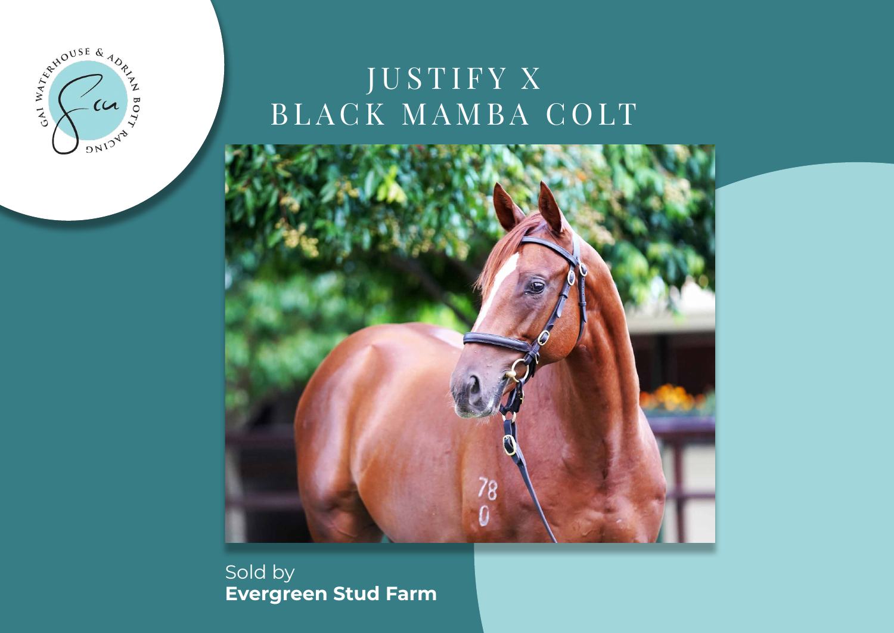# JUSTIFY X BLACK MAMBA COLT

Sold by
**Evergreen Stud Farm**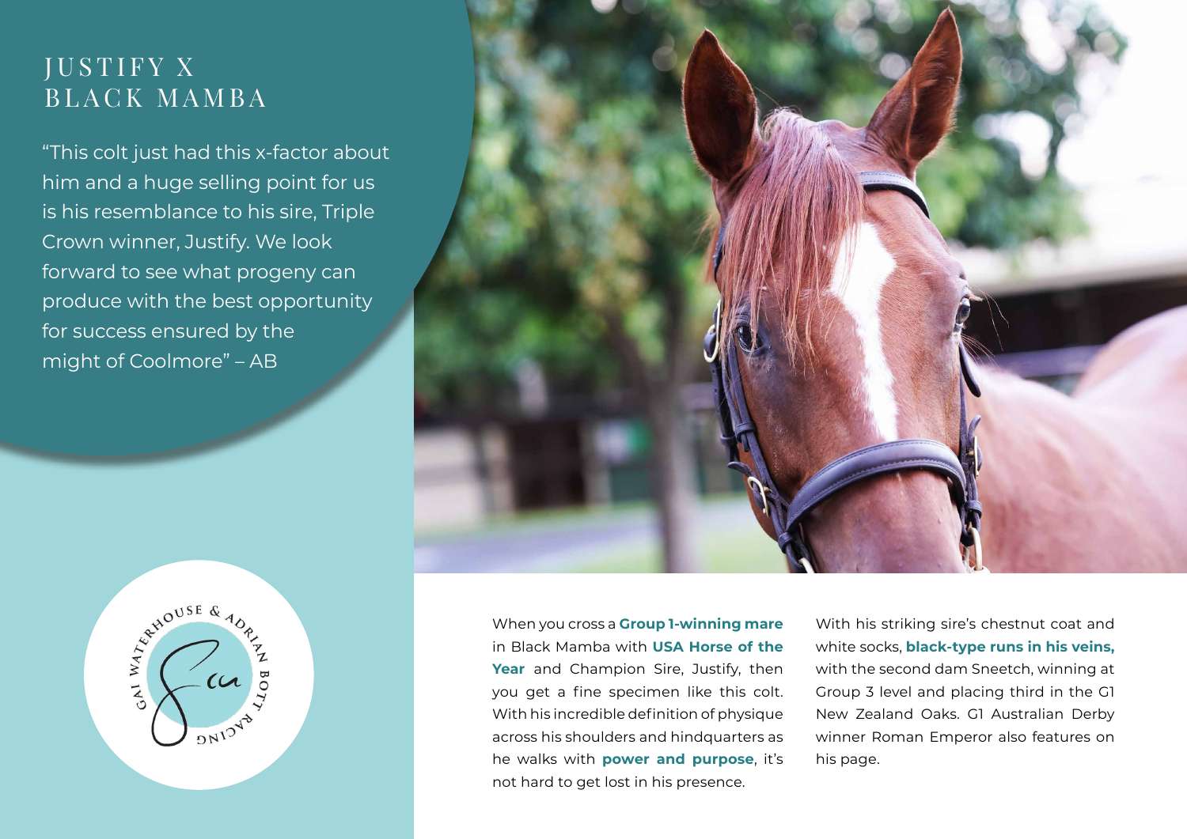# JUSTIFY X BLACK MAMBA

"This colt just had this x-factor about him and a huge selling point for us is his resemblance to his sire, Triple Crown winner, Justify. We look forward to see what progeny can produce with the best opportunity for success ensured by the might of Coolmore" – AB

GAI WATERHOUSE & ADRIAN BOTT RACING

When you cross a **Group 1-winning mare** in Black Mamba with **USA Horse of the Year** and Champion Sire, Justify, then you get a fine specimen like this colt. With his incredible definition of physique across his shoulders and hindquarters as he walks with **power and purpose**, it's not hard to get lost in his presence.

With his striking sire's chestnut coat and white socks, **black-type runs in his veins,** with the second dam Sneetch, winning at Group 3 level and placing third in the G1 New Zealand Oaks. G1 Australian Derby winner Roman Emperor also features on his page.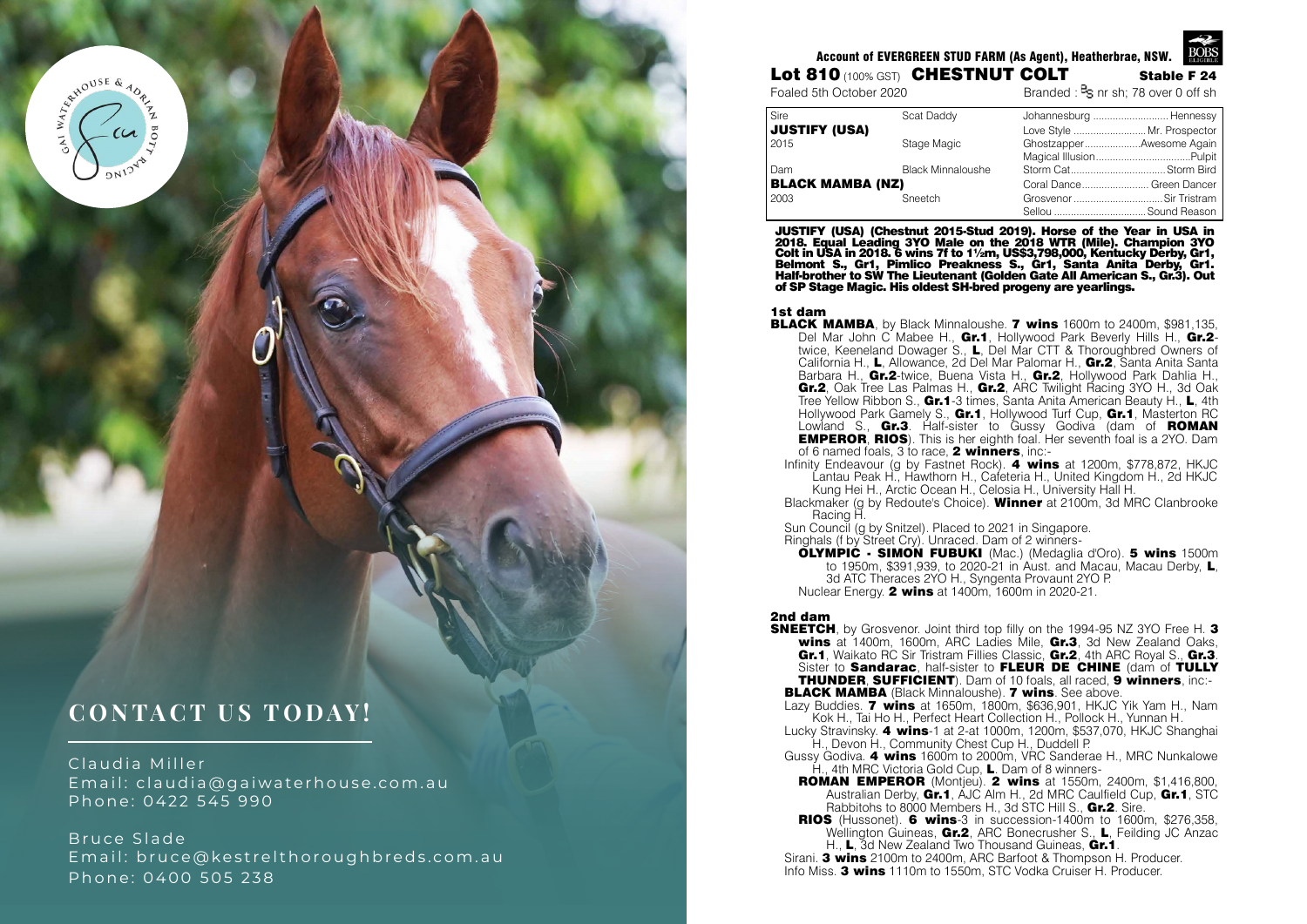# CONTACT US TODAY!

Claudia Miller
Email: claudia@gaiwaterhouse.com.au
Phone: 0422 545 990

Bruce Slade
Email: bruce@kestrelthoroughbreds.com.au
Phone: 0400 505 238

Account of EVERGREEN STUD FARM (As Agent), Heatherbrae, NSW.

## Lot 810 (100% GST) CHESTNUT COLT

Stable F 24

Foaled 5th October 2020

Branded : BS nr sh; 78 over 0 off sh

| | | | |
|---|---|---|---|
| Sire | Scat Daddy | Johannesburg | Hennessy |
| **JUSTIFY (USA)** | | Love Style | Mr. Prospector |
| 2015 | Stage Magic | Ghostzapper | Awesome Again |
| | | Magical Illusion | Pulpit |
| Dam | Black Minnaloushe | Storm Cat | Storm Bird |
| **BLACK MAMBA (NZ)** | | Coral Dance | Green Dancer |
| 2003 | Sneetch | Grosvenor | Sir Tristram |
| | | Sellou | Sound Reason |

**JUSTIFY (USA) (Chestnut 2015-Stud 2019). Horse of the Year in USA in 2018. Equal Leading 3YO Male on the 2018 WTR (Mile). Champion 3YO Colt in USA in 2018. 6 wins 7f to 1½m, US$3,798,000, Kentucky Derby, Gr1, Belmont S., Gr1, Pimlico Preakness S., Gr1, Santa Anita Derby, Gr1. Half-brother to SW The Lieutenant (Golden Gate All American S., Gr.3). Out of SP Stage Magic. His oldest SH-bred progeny are yearlings.**

### 1st dam

**BLACK MAMBA**, by Black Minnaloushe. **7 wins** 1600m to 2400m, $981,135, Del Mar John C Mabee H., **Gr.1**, Hollywood Park Beverly Hills H., **Gr.2**-twice, Keeneland Dowager S., **L**, Del Mar CTT & Thoroughbred Owners of California H., **L**, Allowance, 2d Del Mar Palomar H., **Gr.2**, Santa Anita Santa Barbara H., **Gr.2**-twice, Buena Vista H., **Gr.2**, Hollywood Park Dahlia H., **Gr.2**, Oak Tree Las Palmas H., **Gr.2**, ARC Twilight Racing 3YO H., 3d Oak Tree Yellow Ribbon S., **Gr.1**-3 times, Santa Anita American Beauty H., **L**, 4th Hollywood Park Gamely S., **Gr.1**, Hollywood Turf Cup, **Gr.1**, Masterton RC Lowland S., **Gr.3**. Half-sister to Gussy Godiva (dam of **ROMAN EMPEROR**, **RIOS**). This is her eighth foal. Her seventh foal is a 2YO. Dam of 6 named foals, 3 to race, **2 winners**, inc:-

Infinity Endeavour (g by Fastnet Rock). **4 wins** at 1200m, $778,872, HKJC Lantau Peak H., Hawthorn H., Cafeteria H., United Kingdom H., 2d HKJC Kung Hei H., Arctic Ocean H., Celosia H., University Hall H.

Blackmaker (g by Redoute's Choice). **Winner** at 2100m, 3d MRC Clanbrooke Racing H.

Sun Council (g by Snitzel). Placed to 2021 in Singapore.

Ringhals (f by Street Cry). Unraced. Dam of 2 winners-

**OLYMPIC - SIMON FUBUKI** (Mac.) (Medaglia d'Oro). **5 wins** 1500m to 1950m, $391,939, to 2020-21 in Aust. and Macau, Macau Derby, **L**, 3d ATC Theraces 2YO H., Syngenta Provaunt 2YO P.

Nuclear Energy. **2 wins** at 1400m, 1600m in 2020-21.

### 2nd dam

**SNEETCH**, by Grosvenor. Joint third top filly on the 1994-95 NZ 3YO Free H. **3 wins** at 1400m, 1600m, ARC Ladies Mile, **Gr.3**, 3d New Zealand Oaks, **Gr.1**, Waikato RC Sir Tristram Fillies Classic, **Gr.2**, 4th ARC Royal S., **Gr.3**. Sister to **Sandarac**, half-sister to **FLEUR DE CHINE** (dam of **TULLY THUNDER**, **SUFFICIENT**). Dam of 10 foals, all raced, **9 winners**, inc:-

**BLACK MAMBA** (Black Minnaloushe). **7 wins**. See above.

Lazy Buddies. **7 wins** at 1650m, 1800m, $636,901, HKJC Yik Yam H., Nam Kok H., Tai Ho H., Perfect Heart Collection H., Pollock H., Yunnan H.

Lucky Stravinsky. **4 wins**-1 at 2-at 1000m, 1200m, $537,070, HKJC Shanghai H., Devon H., Community Chest Cup H., Duddell P.

Gussy Godiva. **4 wins** 1600m to 2000m, VRC Sanderae H., MRC Nunkalowe H., 4th MRC Victoria Gold Cup, **L**. Dam of 8 winners-

**ROMAN EMPEROR** (Montjeu). **2 wins** at 1550m, 2400m, $1,416,800, Australian Derby, **Gr.1**, AJC Alm H., 2d MRC Caulfield Cup, **Gr.1**, STC Rabbitohs to 8000 Members H., 3d STC Hill S., **Gr.2**. Sire.

**RIOS** (Hussonet). **6 wins**-3 in succession-1400m to 1600m, $276,358, Wellington Guineas, **Gr.2**, ARC Bonecrusher S., **L**, Feilding JC Anzac H., **L**, 3d New Zealand Two Thousand Guineas, **Gr.1**.

Sirani. **3 wins** 2100m to 2400m, ARC Barfoot & Thompson H. Producer.

Info Miss. **3 wins** 1110m to 1550m, STC Vodka Cruiser H. Producer.